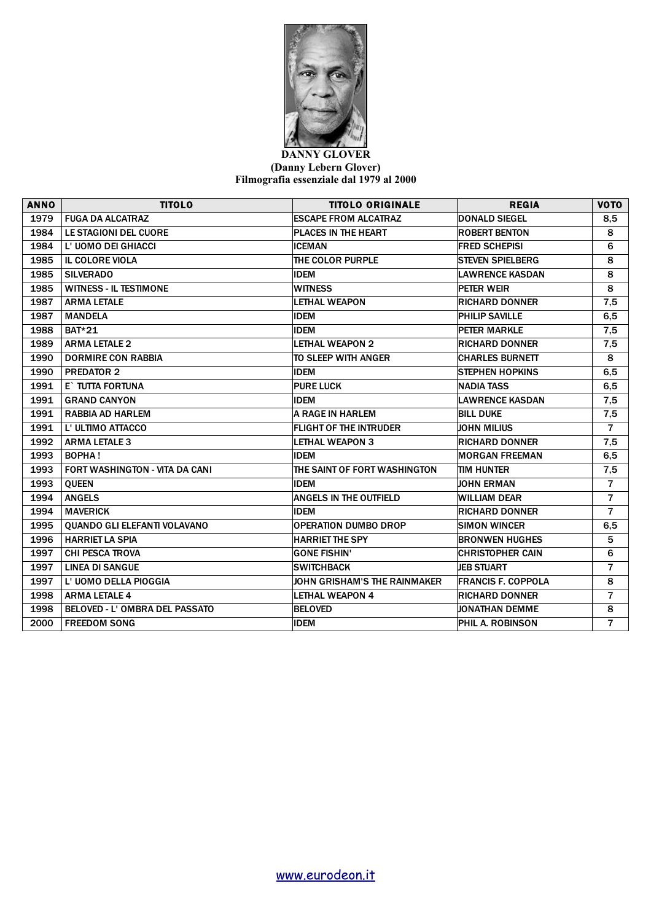**DANNY GLOVER**
**(Danny Lebern Glover)**
**Filmografia essenziale dal 1979 al 2000**

| ANNO | TITOLO | TITOLO ORIGINALE | REGIA | VOTO |
|---|---|---|---|---|
| 1979 | FUGA DA ALCATRAZ | ESCAPE FROM ALCATRAZ | DONALD SIEGEL | 8,5 |
| 1984 | LE STAGIONI DEL CUORE | PLACES IN THE HEART | ROBERT BENTON | 8 |
| 1984 | L' UOMO DEI GHIACCI | ICEMAN | FRED SCHEPISI | 6 |
| 1985 | IL COLORE VIOLA | THE COLOR PURPLE | STEVEN SPIELBERG | 8 |
| 1985 | SILVERADO | IDEM | LAWRENCE KASDAN | 8 |
| 1985 | WITNESS - IL TESTIMONE | WITNESS | PETER WEIR | 8 |
| 1987 | ARMA LETALE | LETHAL WEAPON | RICHARD DONNER | 7,5 |
| 1987 | MANDELA | IDEM | PHILIP SAVILLE | 6,5 |
| 1988 | BAT*21 | IDEM | PETER MARKLE | 7,5 |
| 1989 | ARMA LETALE 2 | LETHAL WEAPON 2 | RICHARD DONNER | 7,5 |
| 1990 | DORMIRE CON RABBIA | TO SLEEP WITH ANGER | CHARLES BURNETT | 8 |
| 1990 | PREDATOR 2 | IDEM | STEPHEN HOPKINS | 6,5 |
| 1991 | E` TUTTA FORTUNA | PURE LUCK | NADIA TASS | 6,5 |
| 1991 | GRAND CANYON | IDEM | LAWRENCE KASDAN | 7,5 |
| 1991 | RABBIA AD HARLEM | A RAGE IN HARLEM | BILL DUKE | 7,5 |
| 1991 | L' ULTIMO ATTACCO | FLIGHT OF THE INTRUDER | JOHN MILIUS | 7 |
| 1992 | ARMA LETALE 3 | LETHAL WEAPON 3 | RICHARD DONNER | 7,5 |
| 1993 | BOPHA ! | IDEM | MORGAN FREEMAN | 6,5 |
| 1993 | FORT WASHINGTON - VITA DA CANI | THE SAINT OF FORT WASHINGTON | TIM HUNTER | 7,5 |
| 1993 | QUEEN | IDEM | JOHN ERMAN | 7 |
| 1994 | ANGELS | ANGELS IN THE OUTFIELD | WILLIAM DEAR | 7 |
| 1994 | MAVERICK | IDEM | RICHARD DONNER | 7 |
| 1995 | QUANDO GLI ELEFANTI VOLAVANO | OPERATION DUMBO DROP | SIMON WINCER | 6,5 |
| 1996 | HARRIET LA SPIA | HARRIET THE SPY | BRONWEN HUGHES | 5 |
| 1997 | CHI PESCA TROVA | GONE FISHIN' | CHRISTOPHER CAIN | 6 |
| 1997 | LINEA DI SANGUE | SWITCHBACK | JEB STUART | 7 |
| 1997 | L' UOMO DELLA PIOGGIA | JOHN GRISHAM'S THE RAINMAKER | FRANCIS F. COPPOLA | 8 |
| 1998 | ARMA LETALE 4 | LETHAL WEAPON 4 | RICHARD DONNER | 7 |
| 1998 | BELOVED - L' OMBRA DEL PASSATO | BELOVED | JONATHAN DEMME | 8 |
| 2000 | FREEDOM SONG | IDEM | PHIL A. ROBINSON | 7 |

www.eurodeon.it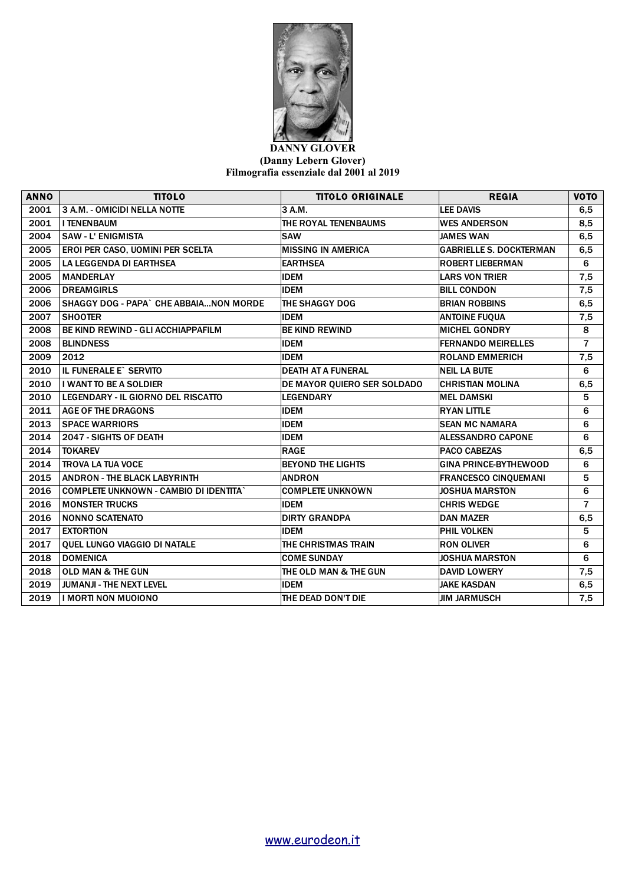**DANNY GLOVER**
**(Danny Lebern Glover)**
**Filmografia essenziale dal 2001 al 2019**

| ANNO | TITOLO | TITOLO ORIGINALE | REGIA | VOTO |
|---|---|---|---|---|
| 2001 | 3 A.M. - OMICIDI NELLA NOTTE | 3 A.M. | LEE DAVIS | 6,5 |
| 2001 | I TENENBAUM | THE ROYAL TENENBAUMS | WES ANDERSON | 8,5 |
| 2004 | SAW - L' ENIGMISTA | SAW | JAMES WAN | 6,5 |
| 2005 | EROI PER CASO, UOMINI PER SCELTA | MISSING IN AMERICA | GABRIELLE S. DOCKTERMAN | 6,5 |
| 2005 | LA LEGGENDA DI EARTHSEA | EARTHSEA | ROBERT LIEBERMAN | 6 |
| 2005 | MANDERLAY | IDEM | LARS VON TRIER | 7,5 |
| 2006 | DREAMGIRLS | IDEM | BILL CONDON | 7,5 |
| 2006 | SHAGGY DOG - PAPA` CHE ABBAIA...NON MORDE | THE SHAGGY DOG | BRIAN ROBBINS | 6,5 |
| 2007 | SHOOTER | IDEM | ANTOINE FUQUA | 7,5 |
| 2008 | BE KIND REWIND - GLI ACCHIAPPAFILM | BE KIND REWIND | MICHEL GONDRY | 8 |
| 2008 | BLINDNESS | IDEM | FERNANDO MEIRELLES | 7 |
| 2009 | 2012 | IDEM | ROLAND EMMERICH | 7,5 |
| 2010 | IL FUNERALE E` SERVITO | DEATH AT A FUNERAL | NEIL LA BUTE | 6 |
| 2010 | I WANT TO BE A SOLDIER | DE MAYOR QUIERO SER SOLDADO | CHRISTIAN MOLINA | 6,5 |
| 2010 | LEGENDARY - IL GIORNO DEL RISCATTO | LEGENDARY | MEL DAMSKI | 5 |
| 2011 | AGE OF THE DRAGONS | IDEM | RYAN LITTLE | 6 |
| 2013 | SPACE WARRIORS | IDEM | SEAN MC NAMARA | 6 |
| 2014 | 2047 - SIGHTS OF DEATH | IDEM | ALESSANDRO CAPONE | 6 |
| 2014 | TOKAREV | RAGE | PACO CABEZAS | 6,5 |
| 2014 | TROVA LA TUA VOCE | BEYOND THE LIGHTS | GINA PRINCE-BYTHEWOOD | 6 |
| 2015 | ANDRON - THE BLACK LABYRINTH | ANDRON | FRANCESCO CINQUEMANI | 5 |
| 2016 | COMPLETE UNKNOWN - CAMBIO DI IDENTITA` | COMPLETE UNKNOWN | JOSHUA MARSTON | 6 |
| 2016 | MONSTER TRUCKS | IDEM | CHRIS WEDGE | 7 |
| 2016 | NONNO SCATENATO | DIRTY GRANDPA | DAN MAZER | 6,5 |
| 2017 | EXTORTION | IDEM | PHIL VOLKEN | 5 |
| 2017 | QUEL LUNGO VIAGGIO DI NATALE | THE CHRISTMAS TRAIN | RON OLIVER | 6 |
| 2018 | DOMENICA | COME SUNDAY | JOSHUA MARSTON | 6 |
| 2018 | OLD MAN & THE GUN | THE OLD MAN & THE GUN | DAVID LOWERY | 7,5 |
| 2019 | JUMANJI - THE NEXT LEVEL | IDEM | JAKE KASDAN | 6,5 |
| 2019 | I MORTI NON MUOIONO | THE DEAD DON'T DIE | JIM JARMUSCH | 7,5 |

www.eurodeon.it